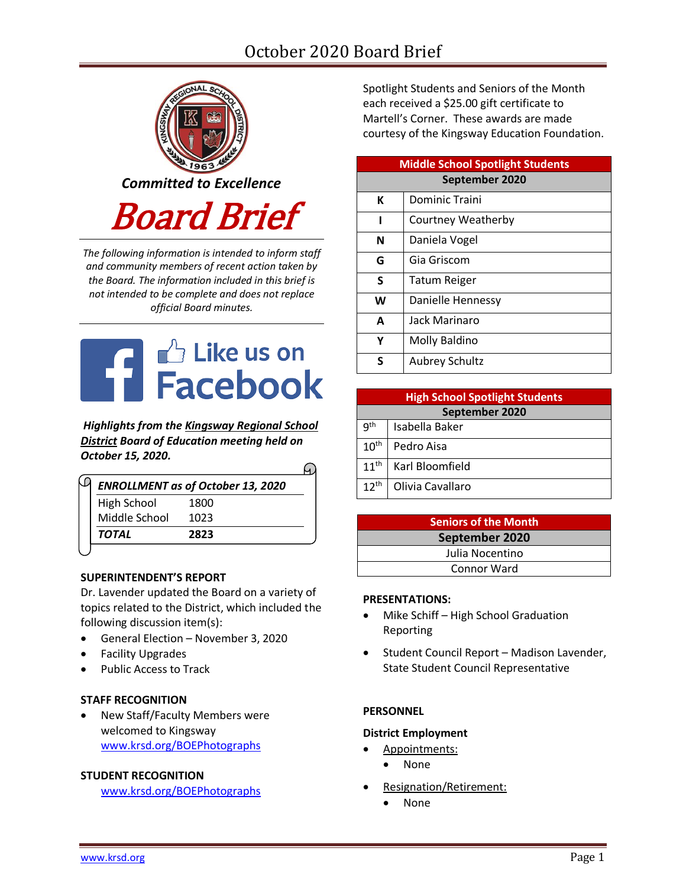*Committed to Excellence*

# Board Brief

*The following information is intended to inform staff and community members of recent action taken by the Board. The information included in this brief is not intended to be complete and does not replace official Board minutes.*

Like us on Facebook

***Highlights from the Kingsway Regional School District Board of Education meeting held on October 15, 2020.***

| *ENROLLMENT as of October 13, 2020* | |
|---|---|
| High School | 1800 |
| Middle School | 1023 |
| ***TOTAL*** | **2823** |

**SUPERINTENDENT'S REPORT**

Dr. Lavender updated the Board on a variety of topics related to the District, which included the following discussion item(s):

- General Election – November 3, 2020
- Facility Upgrades
- Public Access to Track

**STAFF RECOGNITION**

- New Staff/Faculty Members were welcomed to Kingsway www.krsd.org/BOEPhotographs

**STUDENT RECOGNITION**

www.krsd.org/BOEPhotographs

Spotlight Students and Seniors of the Month each received a $25.00 gift certificate to Martell's Corner. These awards are made courtesy of the Kingsway Education Foundation.

| Middle School Spotlight Students | |
|---|---|
| September 2020 | |
| K | Dominic Traini |
| I | Courtney Weatherby |
| N | Daniela Vogel |
| G | Gia Griscom |
| S | Tatum Reiger |
| W | Danielle Hennessy |
| A | Jack Marinaro |
| Y | Molly Baldino |
| S | Aubrey Schultz |

| High School Spotlight Students | |
|---|---|
| September 2020 | |
| 9th | Isabella Baker |
| 10th | Pedro Aisa |
| 11th | Karl Bloomfield |
| 12th | Olivia Cavallaro |

| Seniors of the Month |
|---|
| September 2020 |
| Julia Nocentino |
| Connor Ward |

**PRESENTATIONS:**

- Mike Schiff – High School Graduation Reporting
- Student Council Report – Madison Lavender, State Student Council Representative

**PERSONNEL**

**District Employment**

- Appointments:
  - None
- Resignation/Retirement:
  - None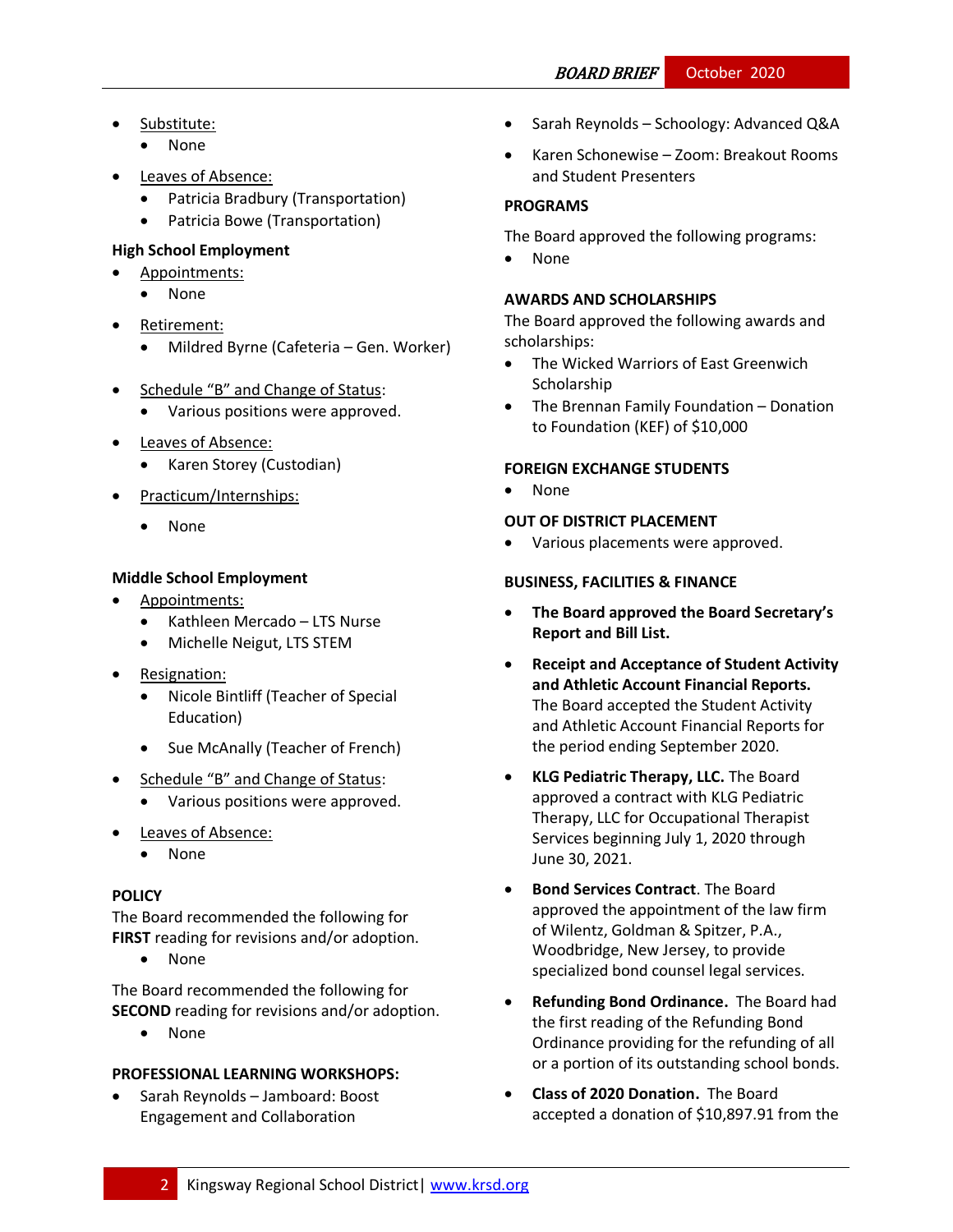- Substitute:
  - None
- Leaves of Absence:
  - Patricia Bradbury (Transportation)
  - Patricia Bowe (Transportation)

**High School Employment**

- Appointments:
  - None
- Retirement:
  - Mildred Byrne (Cafeteria – Gen. Worker)
- Schedule "B" and Change of Status:
  - Various positions were approved.
- Leaves of Absence:
  - Karen Storey (Custodian)
- Practicum/Internships:
  - None

**Middle School Employment**

- Appointments:
  - Kathleen Mercado – LTS Nurse
  - Michelle Neigut, LTS STEM
- Resignation:
  - Nicole Bintliff (Teacher of Special Education)
  - Sue McAnally (Teacher of French)
- Schedule "B" and Change of Status:
  - Various positions were approved.
- Leaves of Absence:
  - None

**POLICY**

The Board recommended the following for **FIRST** reading for revisions and/or adoption.

- None

The Board recommended the following for **SECOND** reading for revisions and/or adoption.

- None

**PROFESSIONAL LEARNING WORKSHOPS:**

- Sarah Reynolds – Jamboard: Boost Engagement and Collaboration
- Sarah Reynolds – Schoology: Advanced Q&A
- Karen Schonewise – Zoom: Breakout Rooms and Student Presenters

**PROGRAMS**

The Board approved the following programs:

- None

**AWARDS AND SCHOLARSHIPS**

The Board approved the following awards and scholarships:

- The Wicked Warriors of East Greenwich Scholarship
- The Brennan Family Foundation – Donation to Foundation (KEF) of $10,000

**FOREIGN EXCHANGE STUDENTS**

- None

**OUT OF DISTRICT PLACEMENT**

- Various placements were approved.

**BUSINESS, FACILITIES & FINANCE**

- **The Board approved the Board Secretary's Report and Bill List.**
- **Receipt and Acceptance of Student Activity and Athletic Account Financial Reports.** The Board accepted the Student Activity and Athletic Account Financial Reports for the period ending September 2020.
- **KLG Pediatric Therapy, LLC.** The Board approved a contract with KLG Pediatric Therapy, LLC for Occupational Therapist Services beginning July 1, 2020 through June 30, 2021.
- **Bond Services Contract**. The Board approved the appointment of the law firm of Wilentz, Goldman & Spitzer, P.A., Woodbridge, New Jersey, to provide specialized bond counsel legal services.
- **Refunding Bond Ordinance.** The Board had the first reading of the Refunding Bond Ordinance providing for the refunding of all or a portion of its outstanding school bonds.
- **Class of 2020 Donation.** The Board accepted a donation of $10,897.91 from the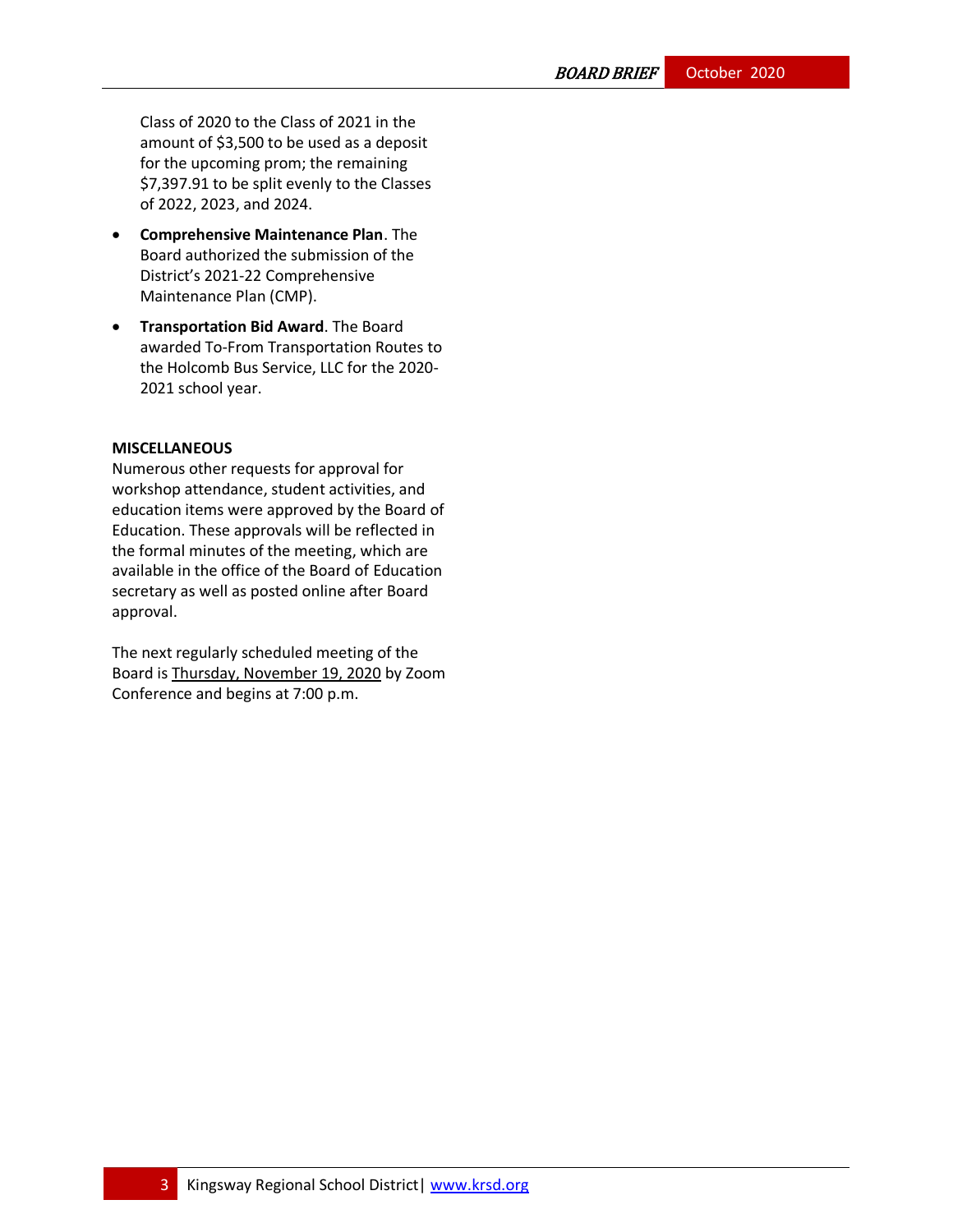Class of 2020 to the Class of 2021 in the amount of $3,500 to be used as a deposit for the upcoming prom; the remaining $7,397.91 to be split evenly to the Classes of 2022, 2023, and 2024.

- **Comprehensive Maintenance Plan**. The Board authorized the submission of the District's 2021-22 Comprehensive Maintenance Plan (CMP).
- **Transportation Bid Award**. The Board awarded To-From Transportation Routes to the Holcomb Bus Service, LLC for the 2020-2021 school year.

**MISCELLANEOUS**

Numerous other requests for approval for workshop attendance, student activities, and education items were approved by the Board of Education. These approvals will be reflected in the formal minutes of the meeting, which are available in the office of the Board of Education secretary as well as posted online after Board approval.

The next regularly scheduled meeting of the Board is Thursday, November 19, 2020 by Zoom Conference and begins at 7:00 p.m.